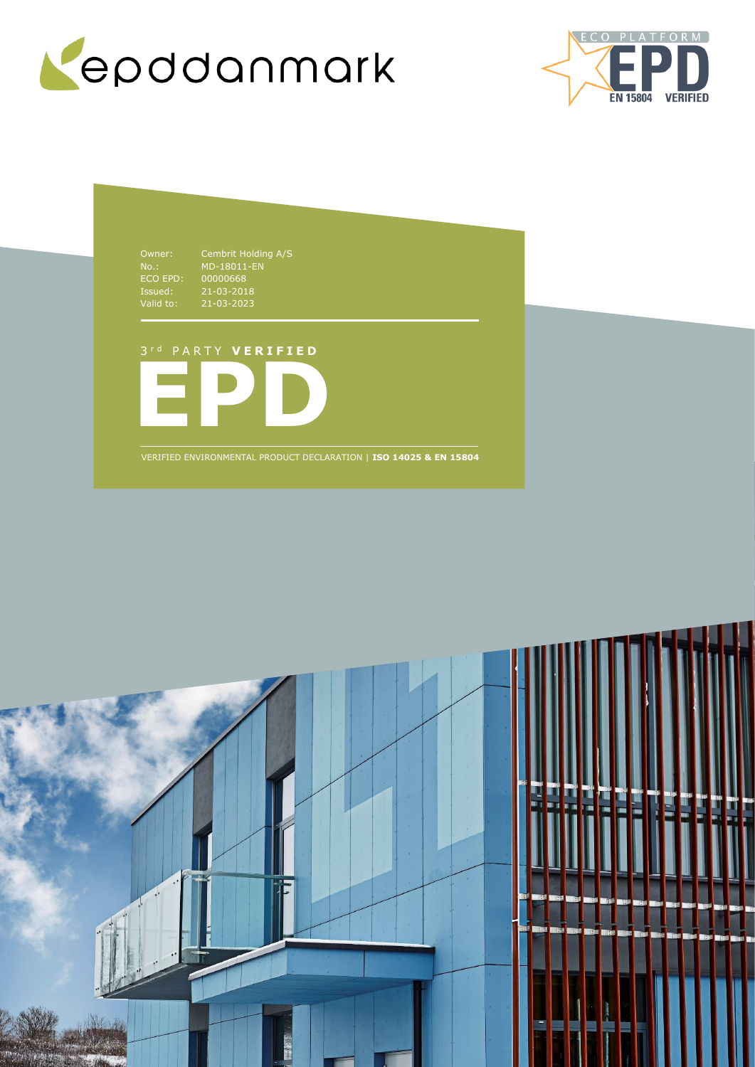epddanmark

ECO PLATFORM EPD EN 15804 VERIFIED

| | |
|---|---|
| Owner: | Cembrit Holding A/S |
| No.: | MD-18011-EN |
| ECO EPD: | 00000668 |
| Issued: | 21-03-2018 |
| Valid to: | 21-03-2023 |

3rd PARTY **VERIFIED**

# EPD

VERIFIED ENVIRONMENTAL PRODUCT DECLARATION | **ISO 14025 & EN 15804**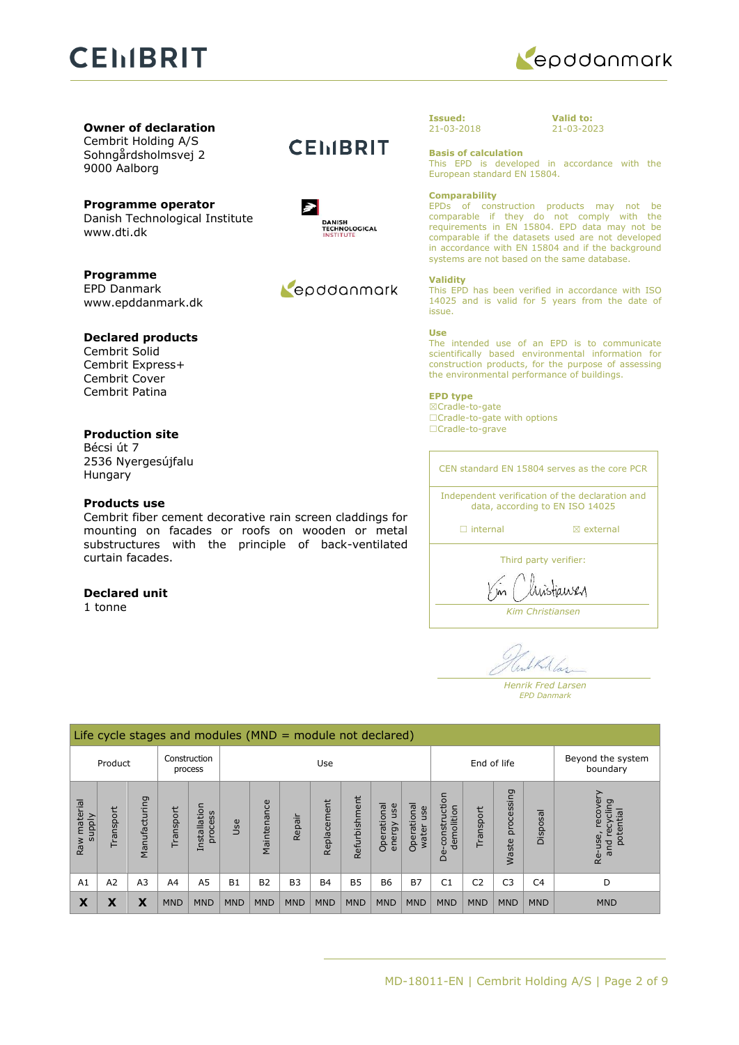**Owner of declaration**
Cembrit Holding A/S
Sohngårdsholmsvej 2
9000 Aalborg

**Programme operator**
Danish Technological Institute
www.dti.dk

**Programme**
EPD Danmark
www.epddanmark.dk

**Declared products**
Cembrit Solid
Cembrit Express+
Cembrit Cover
Cembrit Patina

**Production site**
Bécsi út 7
2536 Nyergesújfalu
Hungary

**Products use**
Cembrit fiber cement decorative rain screen claddings for mounting on facades or roofs on wooden or metal substructures with the principle of back-ventilated curtain facades.

**Declared unit**
1 tonne

**Issued:** 21-03-2018

**Valid to:** 21-03-2023

**Basis of calculation**
This EPD is developed in accordance with the European standard EN 15804.

**Comparability**
EPDs of construction products may not be comparable if they do not comply with the requirements in EN 15804. EPD data may not be comparable if the datasets used are not developed in accordance with EN 15804 and if the background systems are not based on the same database.

**Validity**
This EPD has been verified in accordance with ISO 14025 and is valid for 5 years from the date of issue.

**Use**
The intended use of an EPD is to communicate scientifically based environmental information for construction products, for the purpose of assessing the environmental performance of buildings.

**EPD type**
☒Cradle-to-gate
☐Cradle-to-gate with options
☐Cradle-to-grave

CEN standard EN 15804 serves as the core PCR

Independent verification of the declaration and data, according to EN ISO 14025

☐ internal ☒ external

Third party verifier:

*Kim Christiansen*

*Henrik Fred Larsen*
*EPD Danmark*

| Life cycle stages and modules (MND = module not declared) | | | | | | | | | | | | | | | | |
|---|---|---|---|---|---|---|---|---|---|---|---|---|---|---|---|---|
| Product | | | Construction process | | Use | | | | | | | End of life | | | | Beyond the system boundary |
| Raw material supply | Transport | Manufacturing | Transport | Installation process | Use | Maintenance | Repair | Replacement | Refurbishment | Operational energy use | Operational water use | De-construction demolition | Transport | Waste processing | Disposal | Re-use, recovery and recycling potential |
| A1 | A2 | A3 | A4 | A5 | B1 | B2 | B3 | B4 | B5 | B6 | B7 | C1 | C2 | C3 | C4 | D |
| X | X | X | MND | MND | MND | MND | MND | MND | MND | MND | MND | MND | MND | MND | MND | MND |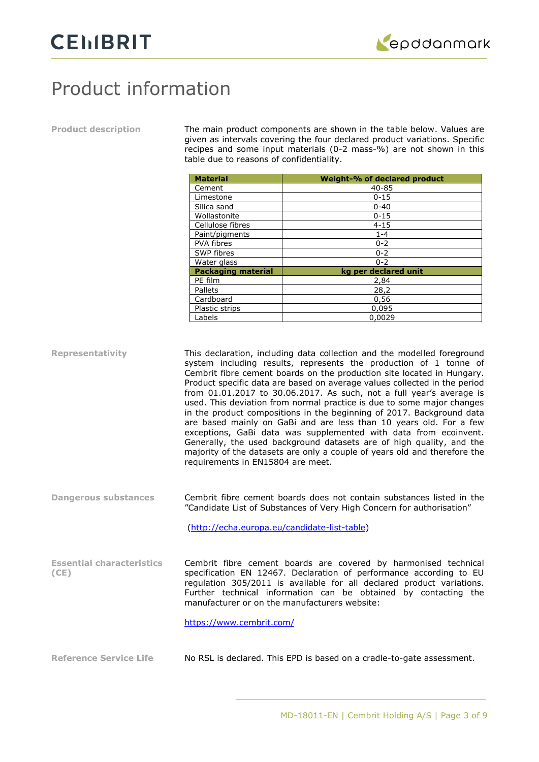# Product information

**Product description**

The main product components are shown in the table below. Values are given as intervals covering the four declared product variations. Specific recipes and some input materials (0-2 mass-%) are not shown in this table due to reasons of confidentiality.

| Material | Weight-% of declared product |
|---|---|
| Cement | 40-85 |
| Limestone | 0-15 |
| Silica sand | 0-40 |
| Wollastonite | 0-15 |
| Cellulose fibres | 4-15 |
| Paint/pigments | 1-4 |
| PVA fibres | 0-2 |
| SWP fibres | 0-2 |
| Water glass | 0-2 |
| **Packaging material** | **kg per declared unit** |
| PE film | 2,84 |
| Pallets | 28,2 |
| Cardboard | 0,56 |
| Plastic strips | 0,095 |
| Labels | 0,0029 |

**Representativity**

This declaration, including data collection and the modelled foreground system including results, represents the production of 1 tonne of Cembrit fibre cement boards on the production site located in Hungary. Product specific data are based on average values collected in the period from 01.01.2017 to 30.06.2017. As such, not a full year's average is used. This deviation from normal practice is due to some major changes in the product compositions in the beginning of 2017. Background data are based mainly on GaBi and are less than 10 years old. For a few exceptions, GaBi data was supplemented with data from ecoinvent. Generally, the used background datasets are of high quality, and the majority of the datasets are only a couple of years old and therefore the requirements in EN15804 are meet.

**Dangerous substances**

Cembrit fibre cement boards does not contain substances listed in the "Candidate List of Substances of Very High Concern for authorisation"

(http://echa.europa.eu/candidate-list-table)

**Essential characteristics (CE)**

Cembrit fibre cement boards are covered by harmonised technical specification EN 12467. Declaration of performance according to EU regulation 305/2011 is available for all declared product variations. Further technical information can be obtained by contacting the manufacturer or on the manufacturers website:

https://www.cembrit.com/

**Reference Service Life**

No RSL is declared. This EPD is based on a cradle-to-gate assessment.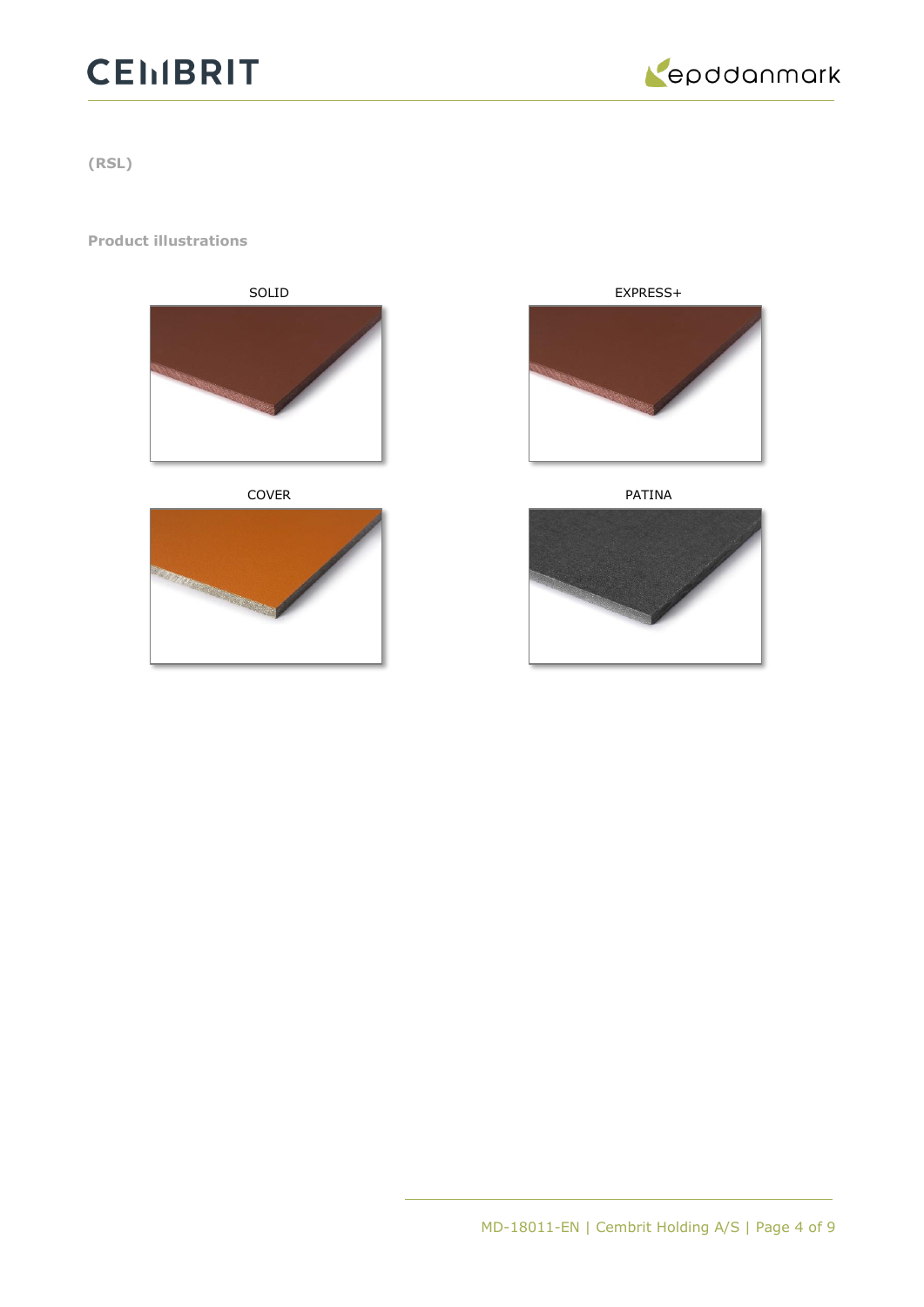**(RSL)**

**Product illustrations**

SOLID

EXPRESS+

COVER

PATINA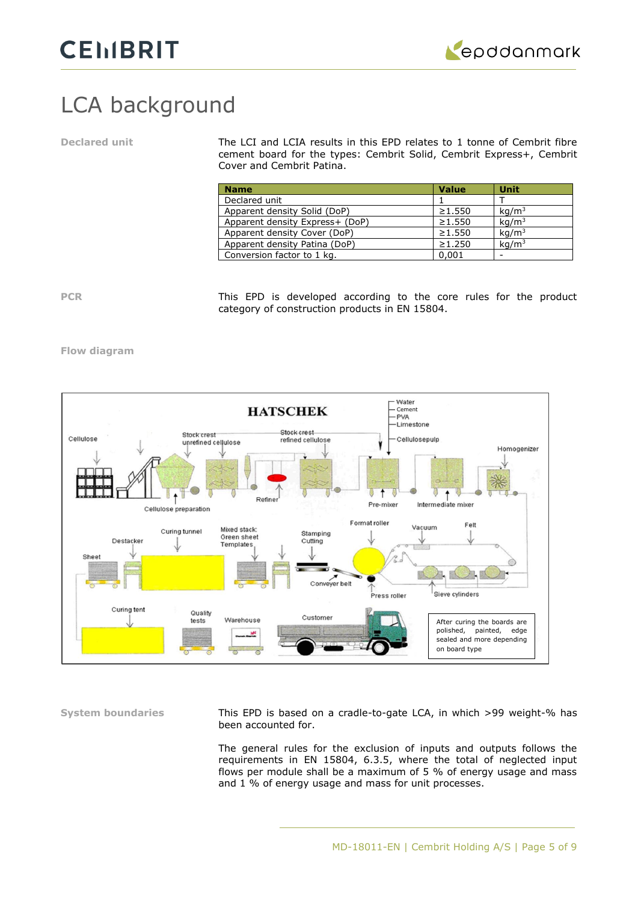# LCA background

**Declared unit**

The LCI and LCIA results in this EPD relates to 1 tonne of Cembrit fibre cement board for the types: Cembrit Solid, Cembrit Express+, Cembrit Cover and Cembrit Patina.

| Name | Value | Unit |
|---|---|---|
| Declared unit | 1 | T |
| Apparent density Solid (DoP) | ≥1.550 | kg/m$^3$ |
| Apparent density Express+ (DoP) | ≥1.550 | kg/m$^3$ |
| Apparent density Cover (DoP) | ≥1.550 | kg/m$^3$ |
| Apparent density Patina (DoP) | ≥1.250 | kg/m$^3$ |
| Conversion factor to 1 kg. | 0,001 | - |

**PCR**

This EPD is developed according to the core rules for the product category of construction products in EN 15804.

**Flow diagram**

HATSCHEK

Water, Cement, PVA, Limestone, Cellulosepulp

Cellulose, Stock crest unrefined cellulose, Stock crest refined cellulose, Homogenizer, Cellulose preparation, Refiner, Pre-mixer, Intermediate mixer

Destacker, Curing tunnel, Mixed stack: Green sheet Templates, Stamping Cutting, Format roller, Vacuum, Felt, Sheet, Conveyer belt, Press roller, Sieve cylinders

Curing tent, Quality tests, Warehouse, Customer

After curing the boards are polished, painted, edge sealed and more depending on board type

**System boundaries**

This EPD is based on a cradle-to-gate LCA, in which >99 weight-% has been accounted for.

The general rules for the exclusion of inputs and outputs follows the requirements in EN 15804, 6.3.5, where the total of neglected input flows per module shall be a maximum of 5 % of energy usage and mass and 1 % of energy usage and mass for unit processes.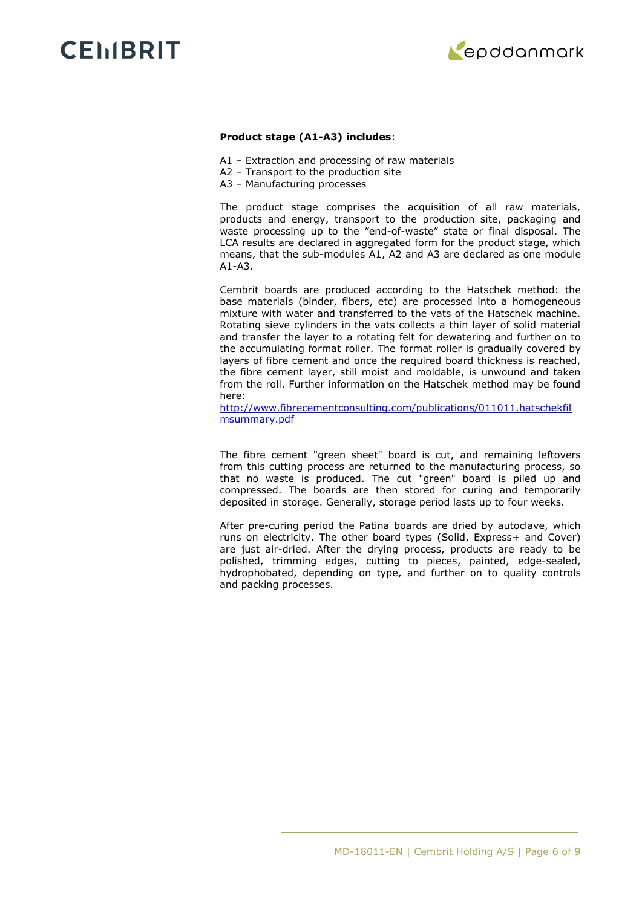**Product stage (A1-A3) includes**:

A1 – Extraction and processing of raw materials
A2 – Transport to the production site
A3 – Manufacturing processes

The product stage comprises the acquisition of all raw materials, products and energy, transport to the production site, packaging and waste processing up to the "end-of-waste" state or final disposal. The LCA results are declared in aggregated form for the product stage, which means, that the sub-modules A1, A2 and A3 are declared as one module A1-A3.

Cembrit boards are produced according to the Hatschek method: the base materials (binder, fibers, etc) are processed into a homogeneous mixture with water and transferred to the vats of the Hatschek machine. Rotating sieve cylinders in the vats collects a thin layer of solid material and transfer the layer to a rotating felt for dewatering and further on to the accumulating format roller. The format roller is gradually covered by layers of fibre cement and once the required board thickness is reached, the fibre cement layer, still moist and moldable, is unwound and taken from the roll. Further information on the Hatschek method may be found here:
[http://www.fibrecementconsulting.com/publications/011011.hatschekfilmsummary.pdf](http://www.fibrecementconsulting.com/publications/011011.hatschekfilmsummary.pdf)

The fibre cement "green sheet" board is cut, and remaining leftovers from this cutting process are returned to the manufacturing process, so that no waste is produced. The cut "green" board is piled up and compressed. The boards are then stored for curing and temporarily deposited in storage. Generally, storage period lasts up to four weeks.

After pre-curing period the Patina boards are dried by autoclave, which runs on electricity. The other board types (Solid, Express+ and Cover) are just air-dried. After the drying process, products are ready to be polished, trimming edges, cutting to pieces, painted, edge-sealed, hydrophobated, depending on type, and further on to quality controls and packing processes.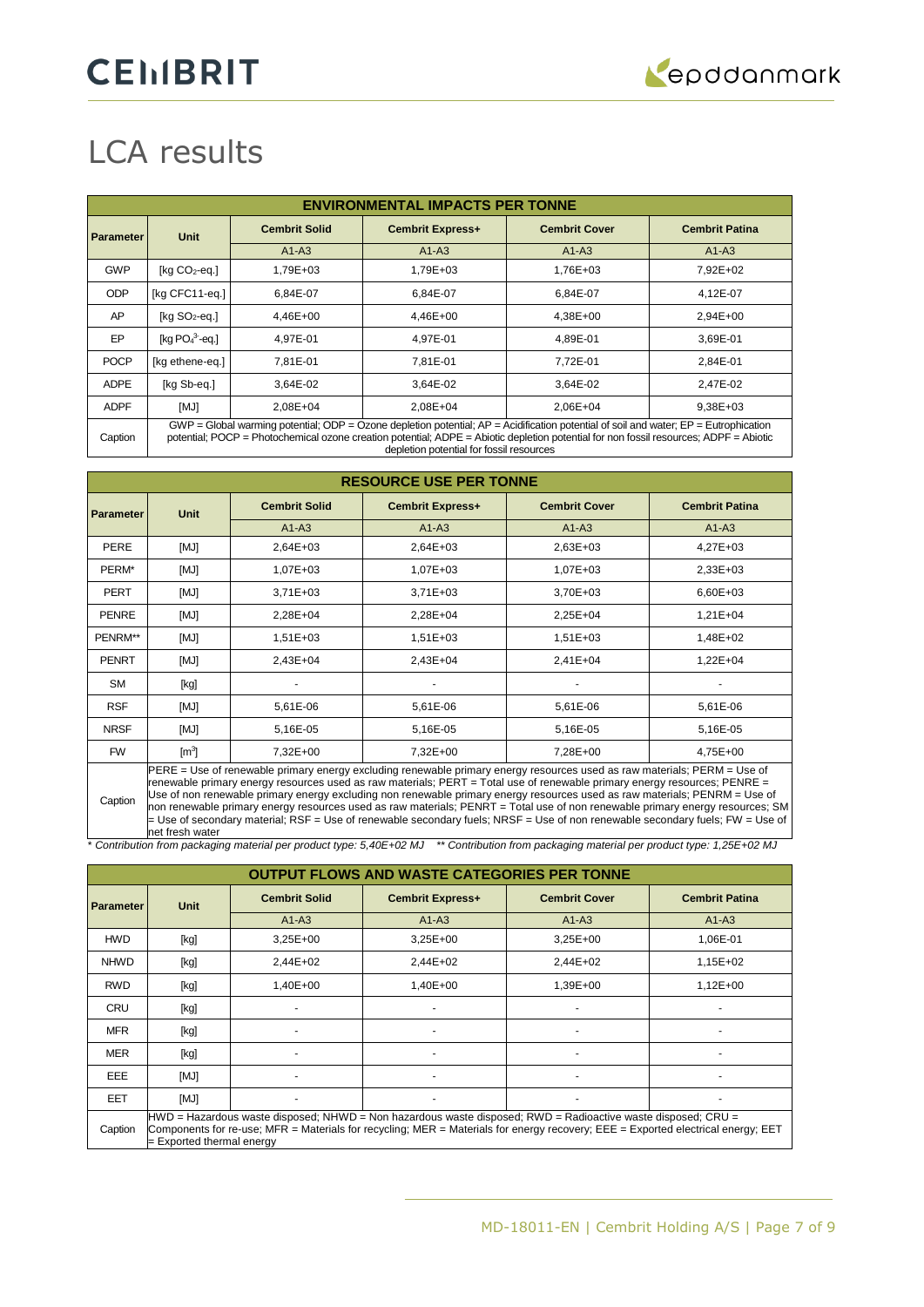# LCA results

| ENVIRONMENTAL IMPACTS PER TONNE | | | | | |
|---|---|---|---|---|---|
| Parameter | Unit | Cembrit Solid | Cembrit Express+ | Cembrit Cover | Cembrit Patina |
| | | A1-A3 | A1-A3 | A1-A3 | A1-A3 |
| GWP | [kg $CO_2$-eq.] | 1,79E+03 | 1,79E+03 | 1,76E+03 | 7,92E+02 |
| ODP | [kg CFC11-eq.] | 6,84E-07 | 6,84E-07 | 6,84E-07 | 4,12E-07 |
| AP | [kg $SO_2$-eq.] | 4,46E+00 | 4,46E+00 | 4,38E+00 | 2,94E+00 |
| EP | [kg $PO_4^{3-}$-eq.] | 4,97E-01 | 4,97E-01 | 4,89E-01 | 3,69E-01 |
| POCP | [kg ethene-eq.] | 7,81E-01 | 7,81E-01 | 7,72E-01 | 2,84E-01 |
| ADPE | [kg Sb-eq.] | 3,64E-02 | 3,64E-02 | 3,64E-02 | 2,47E-02 |
| ADPF | [MJ] | 2,08E+04 | 2,08E+04 | 2,06E+04 | 9,38E+03 |
| Caption | GWP = Global warming potential; ODP = Ozone depletion potential; AP = Acidification potential of soil and water; EP = Eutrophication potential; POCP = Photochemical ozone creation potential; ADPE = Abiotic depletion potential for non fossil resources; ADPF = Abiotic depletion potential for fossil resources | | | | |

| RESOURCE USE PER TONNE | | | | | |
|---|---|---|---|---|---|
| Parameter | Unit | Cembrit Solid | Cembrit Express+ | Cembrit Cover | Cembrit Patina |
| | | A1-A3 | A1-A3 | A1-A3 | A1-A3 |
| PERE | [MJ] | 2,64E+03 | 2,64E+03 | 2,63E+03 | 4,27E+03 |
| PERM* | [MJ] | 1,07E+03 | 1,07E+03 | 1,07E+03 | 2,33E+03 |
| PERT | [MJ] | 3,71E+03 | 3,71E+03 | 3,70E+03 | 6,60E+03 |
| PENRE | [MJ] | 2,28E+04 | 2,28E+04 | 2,25E+04 | 1,21E+04 |
| PENRM** | [MJ] | 1,51E+03 | 1,51E+03 | 1,51E+03 | 1,48E+02 |
| PENRT | [MJ] | 2,43E+04 | 2,43E+04 | 2,41E+04 | 1,22E+04 |
| SM | [kg] | - | - | - | - |
| RSF | [MJ] | 5,61E-06 | 5,61E-06 | 5,61E-06 | 5,61E-06 |
| NRSF | [MJ] | 5,16E-05 | 5,16E-05 | 5,16E-05 | 5,16E-05 |
| FW | [$m^3$] | 7,32E+00 | 7,32E+00 | 7,28E+00 | 4,75E+00 |
| Caption | PERE = Use of renewable primary energy excluding renewable primary energy resources used as raw materials; PERM = Use of renewable primary energy resources used as raw materials; PERT = Total use of renewable primary energy resources; PENRE = Use of non renewable primary energy excluding non renewable primary energy resources used as raw materials; PENRM = Use of non renewable primary energy resources used as raw materials; PENRT = Total use of non renewable primary energy resources; SM = Use of secondary material; RSF = Use of renewable secondary fuels; NRSF = Use of non renewable secondary fuels; FW = Use of net fresh water | | | | |

*\* Contribution from packaging material per product type: 5,40E+02 MJ \*\* Contribution from packaging material per product type: 1,25E+02 MJ*

| OUTPUT FLOWS AND WASTE CATEGORIES PER TONNE | | | | | |
|---|---|---|---|---|---|
| Parameter | Unit | Cembrit Solid | Cembrit Express+ | Cembrit Cover | Cembrit Patina |
| | | A1-A3 | A1-A3 | A1-A3 | A1-A3 |
| HWD | [kg] | 3,25E+00 | 3,25E+00 | 3,25E+00 | 1,06E-01 |
| NHWD | [kg] | 2,44E+02 | 2,44E+02 | 2,44E+02 | 1,15E+02 |
| RWD | [kg] | 1,40E+00 | 1,40E+00 | 1,39E+00 | 1,12E+00 |
| CRU | [kg] | - | - | - | - |
| MFR | [kg] | - | - | - | - |
| MER | [kg] | - | - | - | - |
| EEE | [MJ] | - | - | - | - |
| EET | [MJ] | - | - | - | - |
| Caption | HWD = Hazardous waste disposed; NHWD = Non hazardous waste disposed; RWD = Radioactive waste disposed; CRU = Components for re-use; MFR = Materials for recycling; MER = Materials for energy recovery; EEE = Exported electrical energy; EET = Exported thermal energy | | | | |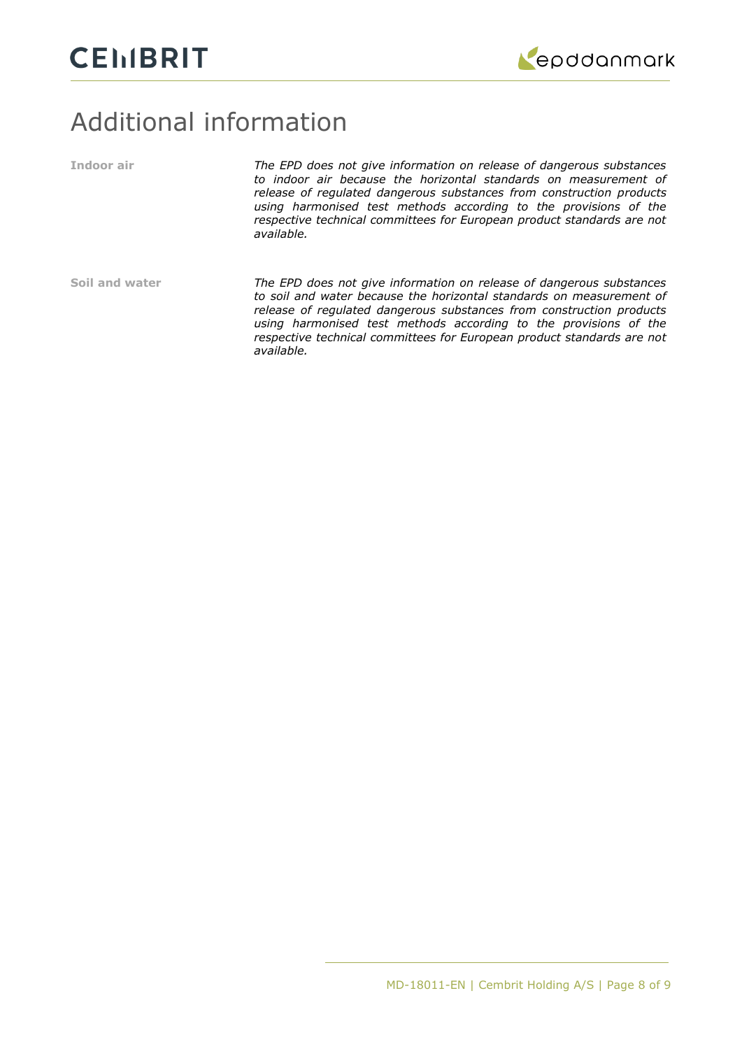# Additional information

**Indoor air**

*The EPD does not give information on release of dangerous substances to indoor air because the horizontal standards on measurement of release of regulated dangerous substances from construction products using harmonised test methods according to the provisions of the respective technical committees for European product standards are not available.*

**Soil and water**

*The EPD does not give information on release of dangerous substances to soil and water because the horizontal standards on measurement of release of regulated dangerous substances from construction products using harmonised test methods according to the provisions of the respective technical committees for European product standards are not available.*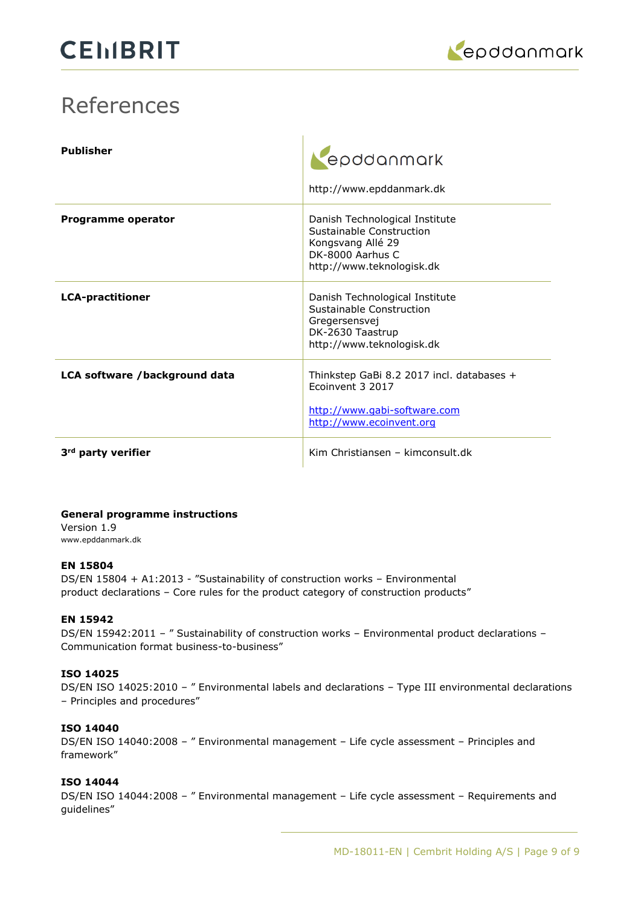# References

| | |
|---|---|
| **Publisher** | epddanmark<br>http://www.epddanmark.dk |
| **Programme operator** | Danish Technological Institute<br>Sustainable Construction<br>Kongsvang Allé 29<br>DK-8000 Aarhus C<br>http://www.teknologisk.dk |
| **LCA-practitioner** | Danish Technological Institute<br>Sustainable Construction<br>Gregersensvej<br>DK-2630 Taastrup<br>http://www.teknologisk.dk |
| **LCA software /background data** | Thinkstep GaBi 8.2 2017 incl. databases + Ecoinvent 3 2017<br>http://www.gabi-software.com<br>http://www.ecoinvent.org |
| **3rd party verifier** | Kim Christiansen – kimconsult.dk |

**General programme instructions**
Version 1.9
www.epddanmark.dk

**EN 15804**
DS/EN 15804 + A1:2013 - "Sustainability of construction works – Environmental product declarations – Core rules for the product category of construction products"

**EN 15942**
DS/EN 15942:2011 – " Sustainability of construction works – Environmental product declarations – Communication format business-to-business"

**ISO 14025**
DS/EN ISO 14025:2010 – " Environmental labels and declarations – Type III environmental declarations – Principles and procedures"

**ISO 14040**
DS/EN ISO 14040:2008 – " Environmental management – Life cycle assessment – Principles and framework"

**ISO 14044**
DS/EN ISO 14044:2008 – " Environmental management – Life cycle assessment – Requirements and guidelines"